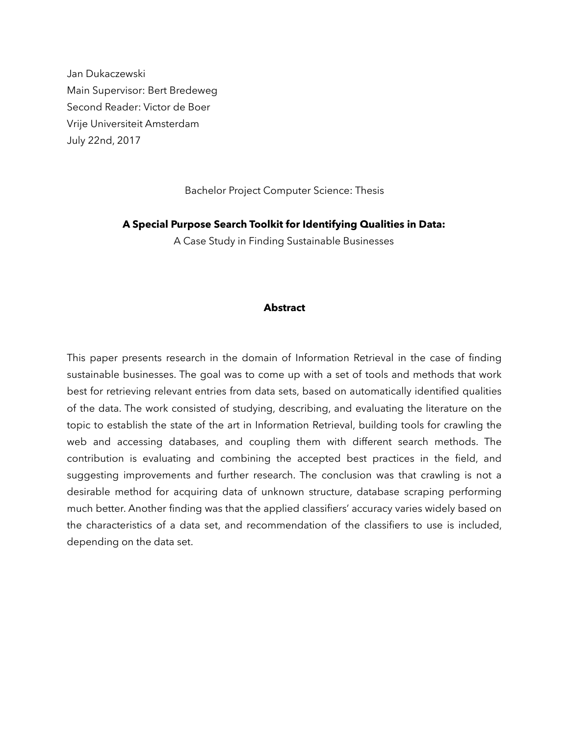Jan Dukaczewski
Main Supervisor: Bert Bredeweg
Second Reader: Victor de Boer
Vrije Universiteit Amsterdam
July 22nd, 2017

Bachelor Project Computer Science: Thesis

# A Special Purpose Search Toolkit for Identifying Qualities in Data:

A Case Study in Finding Sustainable Businesses

## Abstract

This paper presents research in the domain of Information Retrieval in the case of finding sustainable businesses. The goal was to come up with a set of tools and methods that work best for retrieving relevant entries from data sets, based on automatically identified qualities of the data. The work consisted of studying, describing, and evaluating the literature on the topic to establish the state of the art in Information Retrieval, building tools for crawling the web and accessing databases, and coupling them with different search methods. The contribution is evaluating and combining the accepted best practices in the field, and suggesting improvements and further research. The conclusion was that crawling is not a desirable method for acquiring data of unknown structure, database scraping performing much better. Another finding was that the applied classifiers' accuracy varies widely based on the characteristics of a data set, and recommendation of the classifiers to use is included, depending on the data set.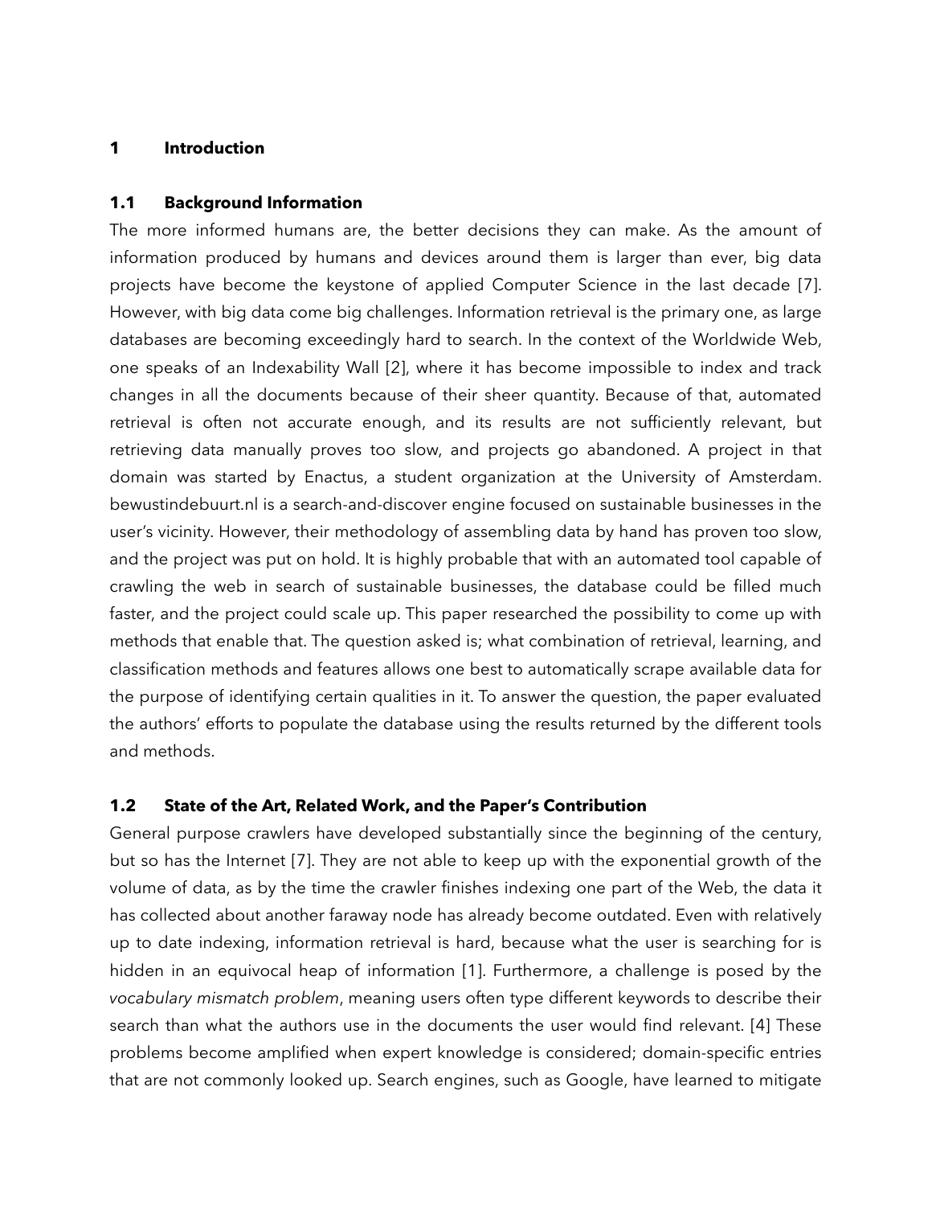# 1 Introduction

## 1.1 Background Information

The more informed humans are, the better decisions they can make. As the amount of information produced by humans and devices around them is larger than ever, big data projects have become the keystone of applied Computer Science in the last decade [7]. However, with big data come big challenges. Information retrieval is the primary one, as large databases are becoming exceedingly hard to search. In the context of the Worldwide Web, one speaks of an Indexability Wall [2], where it has become impossible to index and track changes in all the documents because of their sheer quantity. Because of that, automated retrieval is often not accurate enough, and its results are not sufficiently relevant, but retrieving data manually proves too slow, and projects go abandoned. A project in that domain was started by Enactus, a student organization at the University of Amsterdam. bewustindebuurt.nl is a search-and-discover engine focused on sustainable businesses in the user's vicinity. However, their methodology of assembling data by hand has proven too slow, and the project was put on hold. It is highly probable that with an automated tool capable of crawling the web in search of sustainable businesses, the database could be filled much faster, and the project could scale up. This paper researched the possibility to come up with methods that enable that. The question asked is; what combination of retrieval, learning, and classification methods and features allows one best to automatically scrape available data for the purpose of identifying certain qualities in it. To answer the question, the paper evaluated the authors' efforts to populate the database using the results returned by the different tools and methods.

## 1.2 State of the Art, Related Work, and the Paper's Contribution

General purpose crawlers have developed substantially since the beginning of the century, but so has the Internet [7]. They are not able to keep up with the exponential growth of the volume of data, as by the time the crawler finishes indexing one part of the Web, the data it has collected about another faraway node has already become outdated. Even with relatively up to date indexing, information retrieval is hard, because what the user is searching for is hidden in an equivocal heap of information [1]. Furthermore, a challenge is posed by the *vocabulary mismatch problem*, meaning users often type different keywords to describe their search than what the authors use in the documents the user would find relevant. [4] These problems become amplified when expert knowledge is considered; domain-specific entries that are not commonly looked up. Search engines, such as Google, have learned to mitigate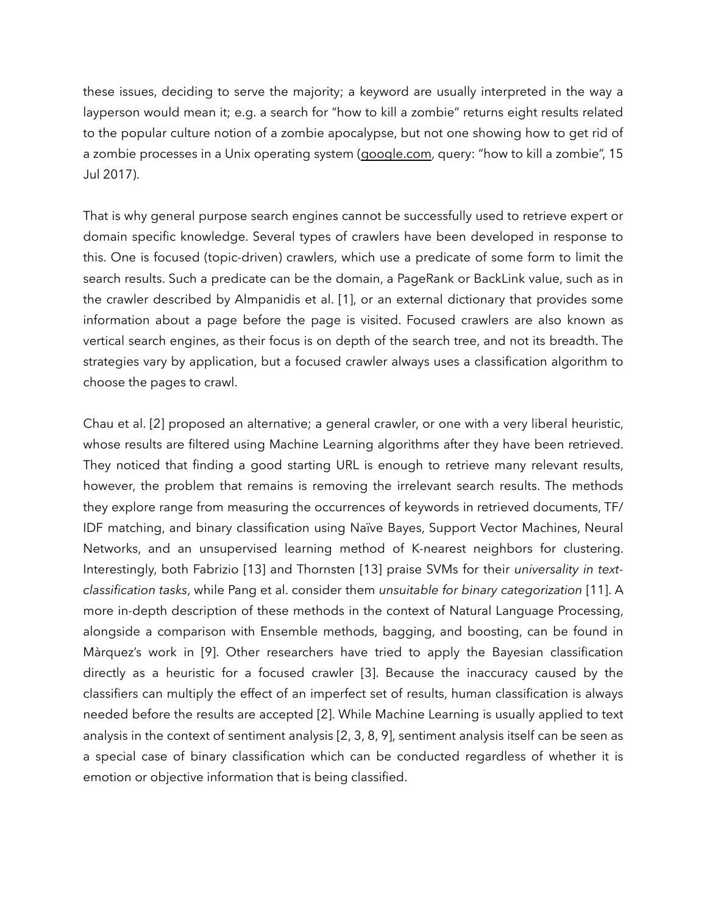these issues, deciding to serve the majority; a keyword are usually interpreted in the way a layperson would mean it; e.g. a search for "how to kill a zombie" returns eight results related to the popular culture notion of a zombie apocalypse, but not one showing how to get rid of a zombie processes in a Unix operating system (google.com, query: "how to kill a zombie", 15 Jul 2017).

That is why general purpose search engines cannot be successfully used to retrieve expert or domain specific knowledge. Several types of crawlers have been developed in response to this. One is focused (topic-driven) crawlers, which use a predicate of some form to limit the search results. Such a predicate can be the domain, a PageRank or BackLink value, such as in the crawler described by Almpanidis et al. [1], or an external dictionary that provides some information about a page before the page is visited. Focused crawlers are also known as vertical search engines, as their focus is on depth of the search tree, and not its breadth. The strategies vary by application, but a focused crawler always uses a classification algorithm to choose the pages to crawl.

Chau et al. [2] proposed an alternative; a general crawler, or one with a very liberal heuristic, whose results are filtered using Machine Learning algorithms after they have been retrieved. They noticed that finding a good starting URL is enough to retrieve many relevant results, however, the problem that remains is removing the irrelevant search results. The methods they explore range from measuring the occurrences of keywords in retrieved documents, TF/IDF matching, and binary classification using Naïve Bayes, Support Vector Machines, Neural Networks, and an unsupervised learning method of K-nearest neighbors for clustering. Interestingly, both Fabrizio [13] and Thornsten [13] praise SVMs for their *universality in text-classification tasks*, while Pang et al. consider them *unsuitable for binary categorization* [11]. A more in-depth description of these methods in the context of Natural Language Processing, alongside a comparison with Ensemble methods, bagging, and boosting, can be found in Màrquez's work in [9]. Other researchers have tried to apply the Bayesian classification directly as a heuristic for a focused crawler [3]. Because the inaccuracy caused by the classifiers can multiply the effect of an imperfect set of results, human classification is always needed before the results are accepted [2]. While Machine Learning is usually applied to text analysis in the context of sentiment analysis [2, 3, 8, 9], sentiment analysis itself can be seen as a special case of binary classification which can be conducted regardless of whether it is emotion or objective information that is being classified.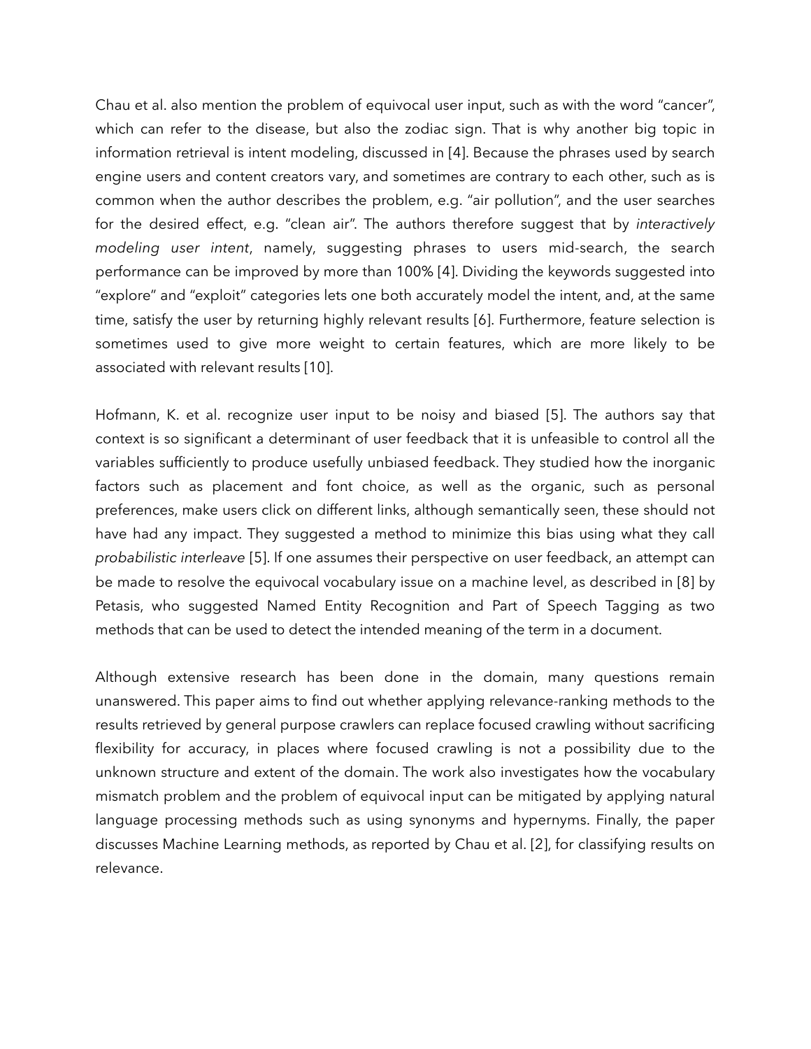Chau et al. also mention the problem of equivocal user input, such as with the word “cancer”, which can refer to the disease, but also the zodiac sign. That is why another big topic in information retrieval is intent modeling, discussed in [4]. Because the phrases used by search engine users and content creators vary, and sometimes are contrary to each other, such as is common when the author describes the problem, e.g. “air pollution”, and the user searches for the desired effect, e.g. “clean air”. The authors therefore suggest that by *interactively modeling user intent*, namely, suggesting phrases to users mid-search, the search performance can be improved by more than 100% [4]. Dividing the keywords suggested into “explore” and “exploit” categories lets one both accurately model the intent, and, at the same time, satisfy the user by returning highly relevant results [6]. Furthermore, feature selection is sometimes used to give more weight to certain features, which are more likely to be associated with relevant results [10].

Hofmann, K. et al. recognize user input to be noisy and biased [5]. The authors say that context is so significant a determinant of user feedback that it is unfeasible to control all the variables sufficiently to produce usefully unbiased feedback. They studied how the inorganic factors such as placement and font choice, as well as the organic, such as personal preferences, make users click on different links, although semantically seen, these should not have had any impact. They suggested a method to minimize this bias using what they call *probabilistic interleave* [5]. If one assumes their perspective on user feedback, an attempt can be made to resolve the equivocal vocabulary issue on a machine level, as described in [8] by Petasis, who suggested Named Entity Recognition and Part of Speech Tagging as two methods that can be used to detect the intended meaning of the term in a document.

Although extensive research has been done in the domain, many questions remain unanswered. This paper aims to find out whether applying relevance-ranking methods to the results retrieved by general purpose crawlers can replace focused crawling without sacrificing flexibility for accuracy, in places where focused crawling is not a possibility due to the unknown structure and extent of the domain. The work also investigates how the vocabulary mismatch problem and the problem of equivocal input can be mitigated by applying natural language processing methods such as using synonyms and hypernyms. Finally, the paper discusses Machine Learning methods, as reported by Chau et al. [2], for classifying results on relevance.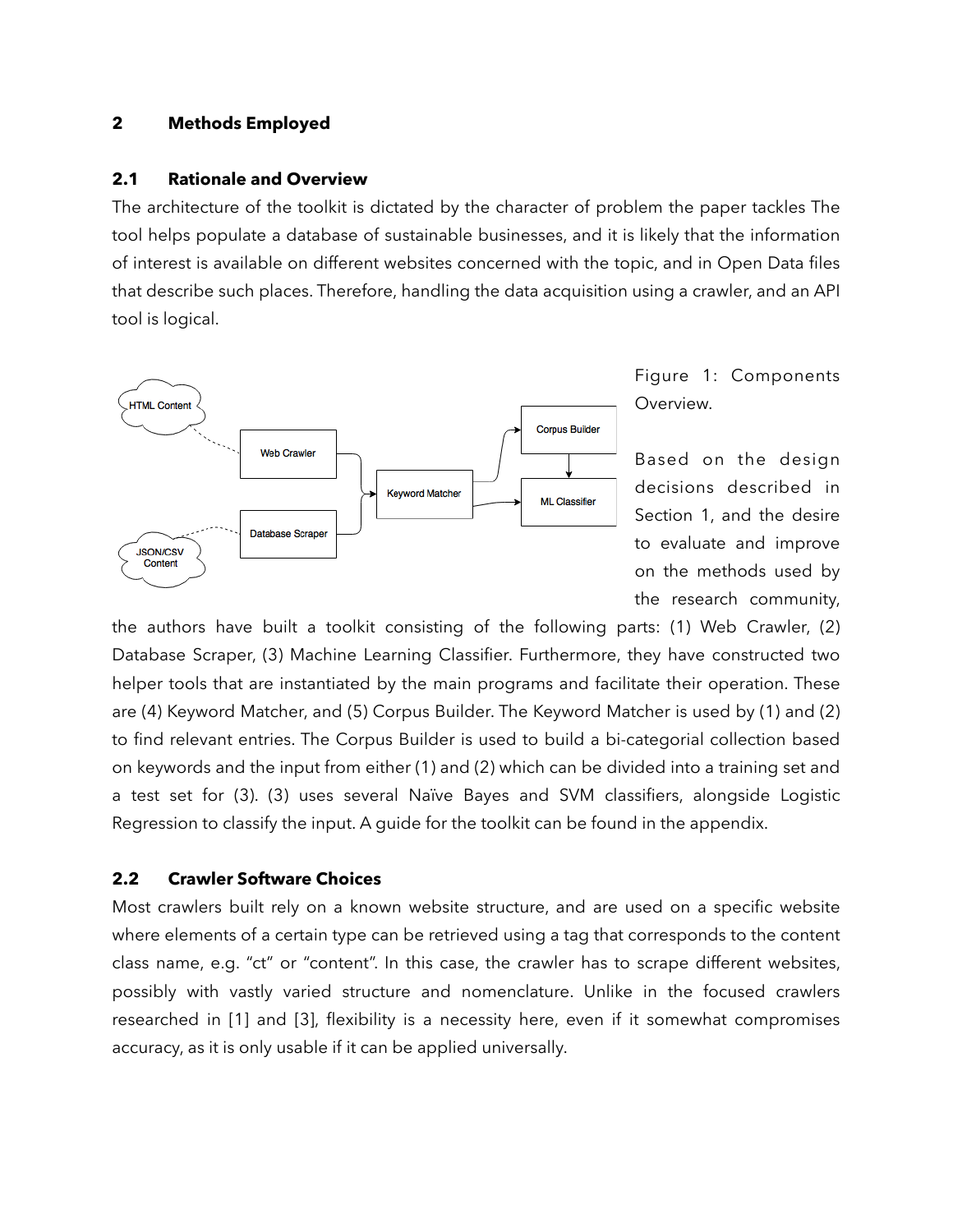## 2 Methods Employed

### 2.1 Rationale and Overview

The architecture of the toolkit is dictated by the character of problem the paper tackles The tool helps populate a database of sustainable businesses, and it is likely that the information of interest is available on different websites concerned with the topic, and in Open Data files that describe such places. Therefore, handling the data acquisition using a crawler, and an API tool is logical.

Figure 1: Components Overview.

Based on the design decisions described in Section 1, and the desire to evaluate and improve on the methods used by the research community, the authors have built a toolkit consisting of the following parts: (1) Web Crawler, (2) Database Scraper, (3) Machine Learning Classifier. Furthermore, they have constructed two helper tools that are instantiated by the main programs and facilitate their operation. These are (4) Keyword Matcher, and (5) Corpus Builder. The Keyword Matcher is used by (1) and (2) to find relevant entries. The Corpus Builder is used to build a bi-categorial collection based on keywords and the input from either (1) and (2) which can be divided into a training set and a test set for (3). (3) uses several Naïve Bayes and SVM classifiers, alongside Logistic Regression to classify the input. A guide for the toolkit can be found in the appendix.

### 2.2 Crawler Software Choices

Most crawlers built rely on a known website structure, and are used on a specific website where elements of a certain type can be retrieved using a tag that corresponds to the content class name, e.g. "ct" or "content". In this case, the crawler has to scrape different websites, possibly with vastly varied structure and nomenclature. Unlike in the focused crawlers researched in [1] and [3], flexibility is a necessity here, even if it somewhat compromises accuracy, as it is only usable if it can be applied universally.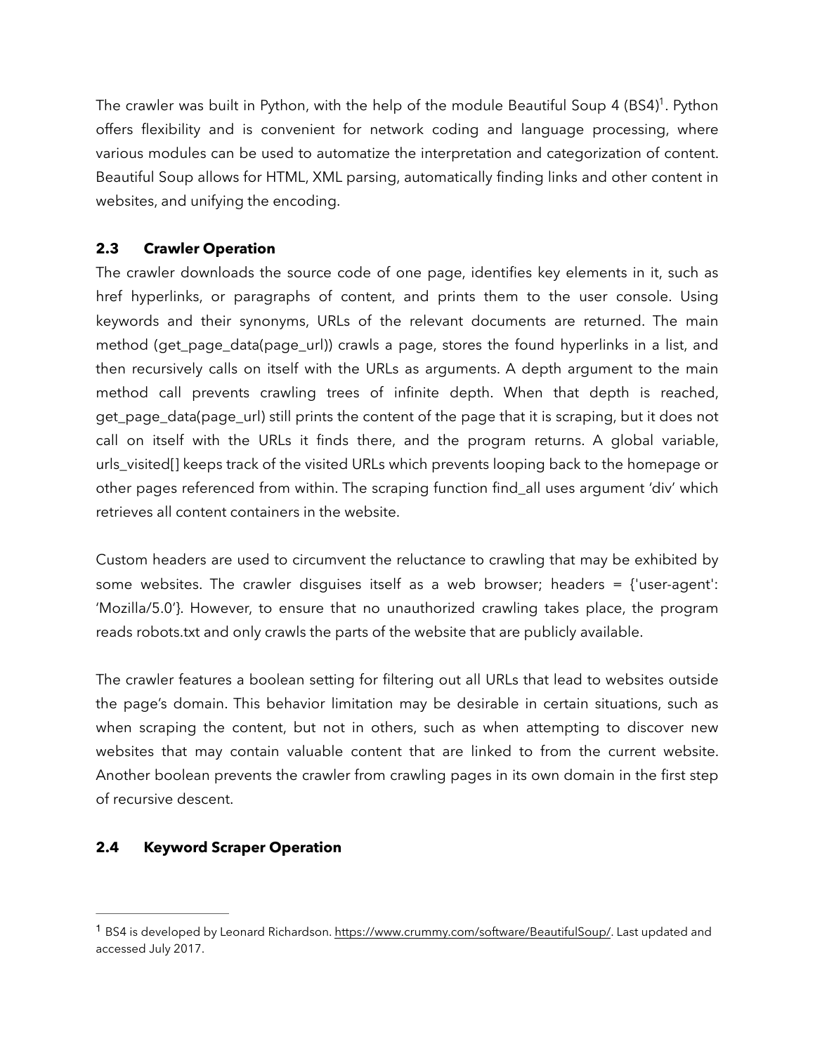The crawler was built in Python, with the help of the module Beautiful Soup 4 (BS4)[1]. Python offers flexibility and is convenient for network coding and language processing, where various modules can be used to automatize the interpretation and categorization of content. Beautiful Soup allows for HTML, XML parsing, automatically finding links and other content in websites, and unifying the encoding.

### 2.3 Crawler Operation

The crawler downloads the source code of one page, identifies key elements in it, such as href hyperlinks, or paragraphs of content, and prints them to the user console. Using keywords and their synonyms, URLs of the relevant documents are returned. The main method (get_page_data(page_url)) crawls a page, stores the found hyperlinks in a list, and then recursively calls on itself with the URLs as arguments. A depth argument to the main method call prevents crawling trees of infinite depth. When that depth is reached, get_page_data(page_url) still prints the content of the page that it is scraping, but it does not call on itself with the URLs it finds there, and the program returns. A global variable, urls_visited[] keeps track of the visited URLs which prevents looping back to the homepage or other pages referenced from within. The scraping function find_all uses argument 'div' which retrieves all content containers in the website.

Custom headers are used to circumvent the reluctance to crawling that may be exhibited by some websites. The crawler disguises itself as a web browser; headers = {'user-agent': 'Mozilla/5.0'}. However, to ensure that no unauthorized crawling takes place, the program reads robots.txt and only crawls the parts of the website that are publicly available.

The crawler features a boolean setting for filtering out all URLs that lead to websites outside the page's domain. This behavior limitation may be desirable in certain situations, such as when scraping the content, but not in others, such as when attempting to discover new websites that may contain valuable content that are linked to from the current website. Another boolean prevents the crawler from crawling pages in its own domain in the first step of recursive descent.

### 2.4 Keyword Scraper Operation

---

[1] BS4 is developed by Leonard Richardson. https://www.crummy.com/software/BeautifulSoup/. Last updated and accessed July 2017.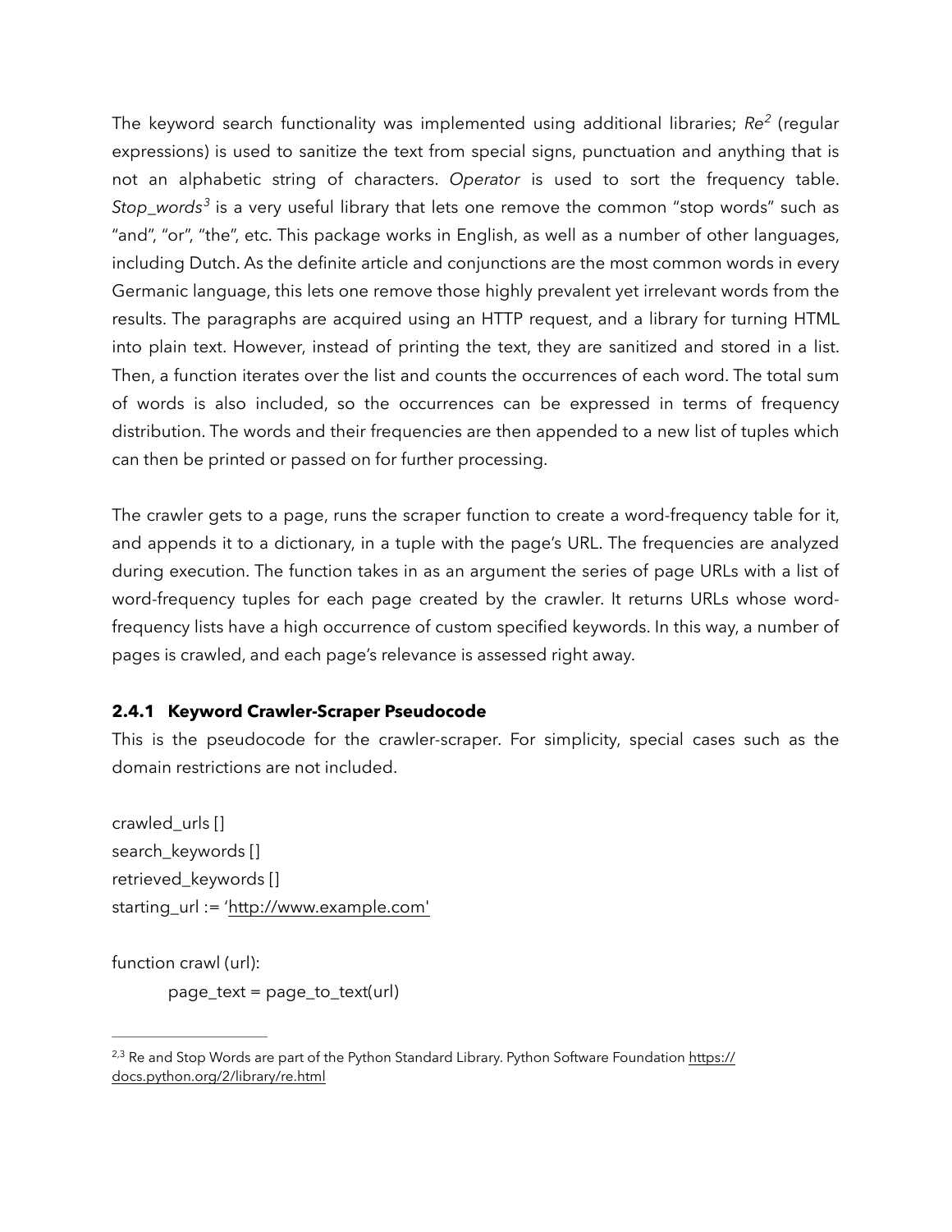The keyword search functionality was implemented using additional libraries; *Re*[2] (regular expressions) is used to sanitize the text from special signs, punctuation and anything that is not an alphabetic string of characters. *Operator* is used to sort the frequency table. *Stop_words*[3] is a very useful library that lets one remove the common "stop words" such as "and", "or", "the", etc. This package works in English, as well as a number of other languages, including Dutch. As the definite article and conjunctions are the most common words in every Germanic language, this lets one remove those highly prevalent yet irrelevant words from the results. The paragraphs are acquired using an HTTP request, and a library for turning HTML into plain text. However, instead of printing the text, they are sanitized and stored in a list. Then, a function iterates over the list and counts the occurrences of each word. The total sum of words is also included, so the occurrences can be expressed in terms of frequency distribution. The words and their frequencies are then appended to a new list of tuples which can then be printed or passed on for further processing.

The crawler gets to a page, runs the scraper function to create a word-frequency table for it, and appends it to a dictionary, in a tuple with the page's URL. The frequencies are analyzed during execution. The function takes in as an argument the series of page URLs with a list of word-frequency tuples for each page created by the crawler. It returns URLs whose word-frequency lists have a high occurrence of custom specified keywords. In this way, a number of pages is crawled, and each page's relevance is assessed right away.

### 2.4.1 Keyword Crawler-Scraper Pseudocode

This is the pseudocode for the crawler-scraper. For simplicity, special cases such as the domain restrictions are not included.

```
crawled_urls []
search_keywords []
retrieved_keywords []
starting_url := 'http://www.example.com'

function crawl (url):
        page_text = page_to_text(url)
```

---

[2,3] Re and Stop Words are part of the Python Standard Library. Python Software Foundation https://docs.python.org/2/library/re.html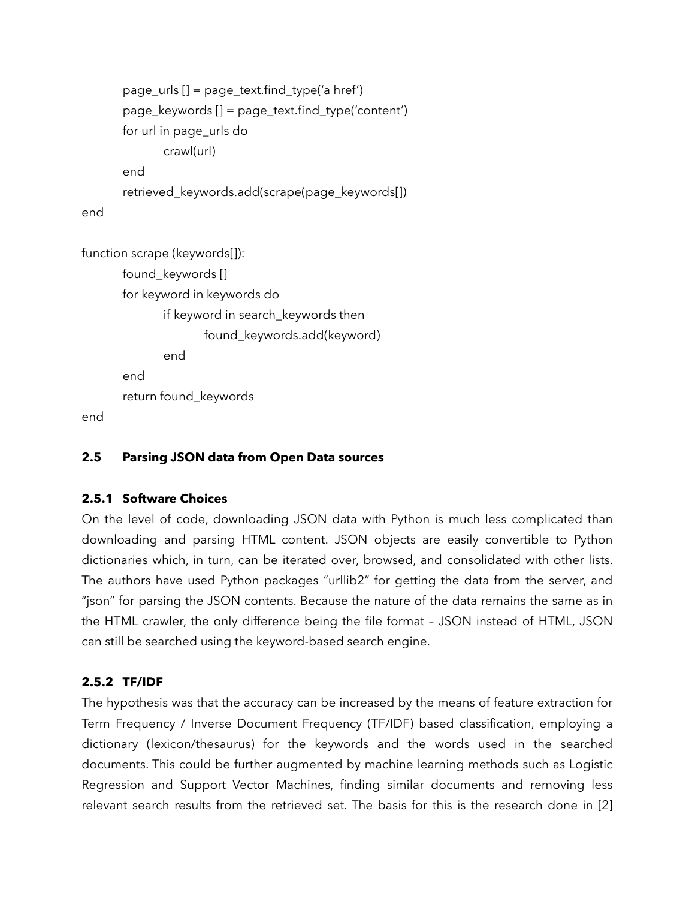```
        page_urls [] = page_text.find_type('a href')
        page_keywords [] = page_text.find_type('content')
        for url in page_urls do
                crawl(url)
        end
        retrieved_keywords.add(scrape(page_keywords[])
end

function scrape (keywords[]):
        found_keywords []
        for keyword in keywords do
                if keyword in search_keywords then
                        found_keywords.add(keyword)
                end
        end
        return found_keywords
end
```

## 2.5 Parsing JSON data from Open Data sources

### 2.5.1 Software Choices

On the level of code, downloading JSON data with Python is much less complicated than downloading and parsing HTML content. JSON objects are easily convertible to Python dictionaries which, in turn, can be iterated over, browsed, and consolidated with other lists. The authors have used Python packages "urllib2" for getting the data from the server, and "json" for parsing the JSON contents. Because the nature of the data remains the same as in the HTML crawler, the only difference being the file format – JSON instead of HTML, JSON can still be searched using the keyword-based search engine.

### 2.5.2 TF/IDF

The hypothesis was that the accuracy can be increased by the means of feature extraction for Term Frequency / Inverse Document Frequency (TF/IDF) based classification, employing a dictionary (lexicon/thesaurus) for the keywords and the words used in the searched documents. This could be further augmented by machine learning methods such as Logistic Regression and Support Vector Machines, finding similar documents and removing less relevant search results from the retrieved set. The basis for this is the research done in [2]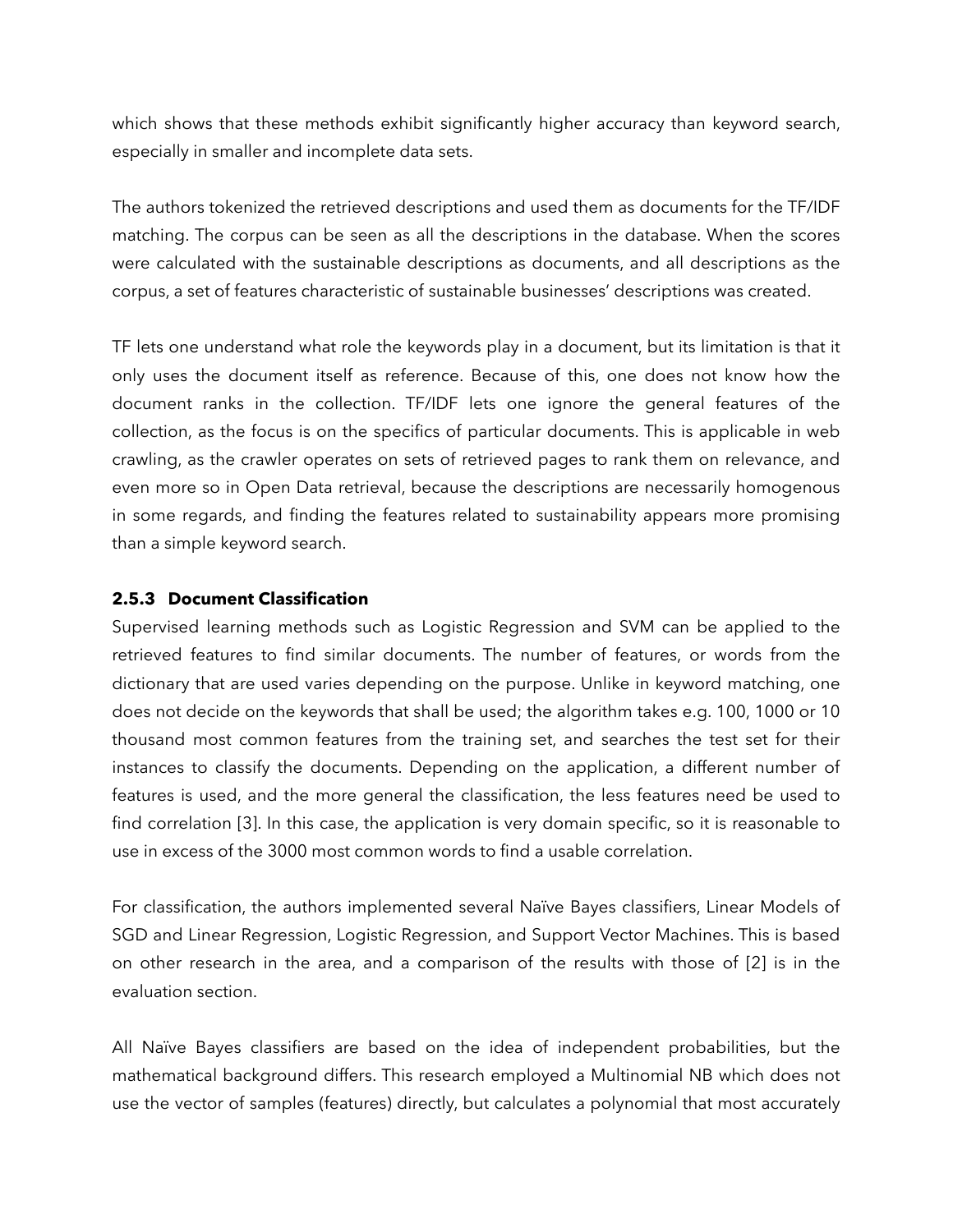which shows that these methods exhibit significantly higher accuracy than keyword search, especially in smaller and incomplete data sets.

The authors tokenized the retrieved descriptions and used them as documents for the TF/IDF matching. The corpus can be seen as all the descriptions in the database. When the scores were calculated with the sustainable descriptions as documents, and all descriptions as the corpus, a set of features characteristic of sustainable businesses' descriptions was created.

TF lets one understand what role the keywords play in a document, but its limitation is that it only uses the document itself as reference. Because of this, one does not know how the document ranks in the collection. TF/IDF lets one ignore the general features of the collection, as the focus is on the specifics of particular documents. This is applicable in web crawling, as the crawler operates on sets of retrieved pages to rank them on relevance, and even more so in Open Data retrieval, because the descriptions are necessarily homogenous in some regards, and finding the features related to sustainability appears more promising than a simple keyword search.

### 2.5.3 Document Classification

Supervised learning methods such as Logistic Regression and SVM can be applied to the retrieved features to find similar documents. The number of features, or words from the dictionary that are used varies depending on the purpose. Unlike in keyword matching, one does not decide on the keywords that shall be used; the algorithm takes e.g. 100, 1000 or 10 thousand most common features from the training set, and searches the test set for their instances to classify the documents. Depending on the application, a different number of features is used, and the more general the classification, the less features need be used to find correlation [3]. In this case, the application is very domain specific, so it is reasonable to use in excess of the 3000 most common words to find a usable correlation.

For classification, the authors implemented several Naïve Bayes classifiers, Linear Models of SGD and Linear Regression, Logistic Regression, and Support Vector Machines. This is based on other research in the area, and a comparison of the results with those of [2] is in the evaluation section.

All Naïve Bayes classifiers are based on the idea of independent probabilities, but the mathematical background differs. This research employed a Multinomial NB which does not use the vector of samples (features) directly, but calculates a polynomial that most accurately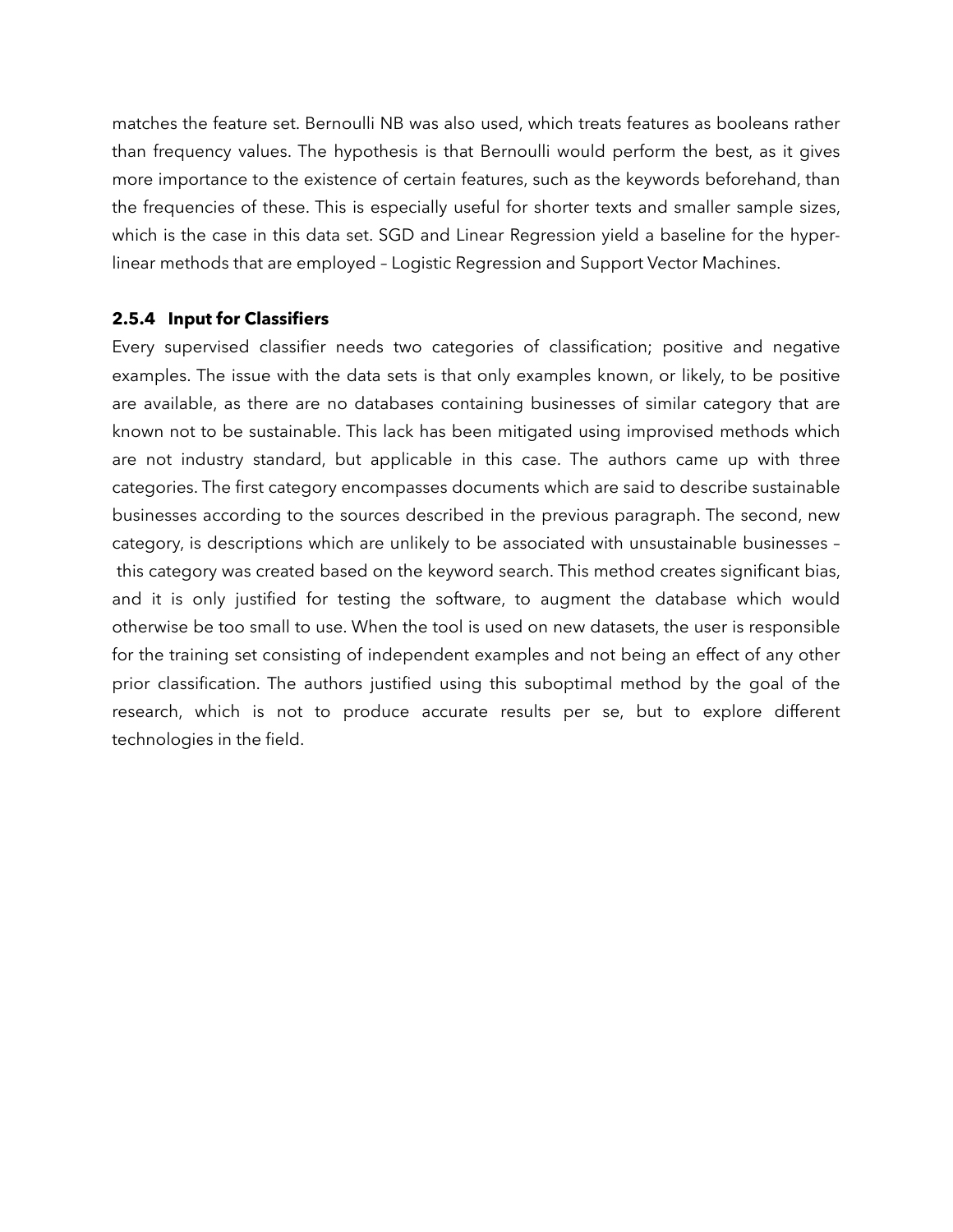matches the feature set. Bernoulli NB was also used, which treats features as booleans rather than frequency values. The hypothesis is that Bernoulli would perform the best, as it gives more importance to the existence of certain features, such as the keywords beforehand, than the frequencies of these. This is especially useful for shorter texts and smaller sample sizes, which is the case in this data set. SGD and Linear Regression yield a baseline for the hyper-linear methods that are employed – Logistic Regression and Support Vector Machines.

### 2.5.4 Input for Classifiers

Every supervised classifier needs two categories of classification; positive and negative examples. The issue with the data sets is that only examples known, or likely, to be positive are available, as there are no databases containing businesses of similar category that are known not to be sustainable. This lack has been mitigated using improvised methods which are not industry standard, but applicable in this case. The authors came up with three categories. The first category encompasses documents which are said to describe sustainable businesses according to the sources described in the previous paragraph. The second, new category, is descriptions which are unlikely to be associated with unsustainable businesses – this category was created based on the keyword search. This method creates significant bias, and it is only justified for testing the software, to augment the database which would otherwise be too small to use. When the tool is used on new datasets, the user is responsible for the training set consisting of independent examples and not being an effect of any other prior classification. The authors justified using this suboptimal method by the goal of the research, which is not to produce accurate results per se, but to explore different technologies in the field.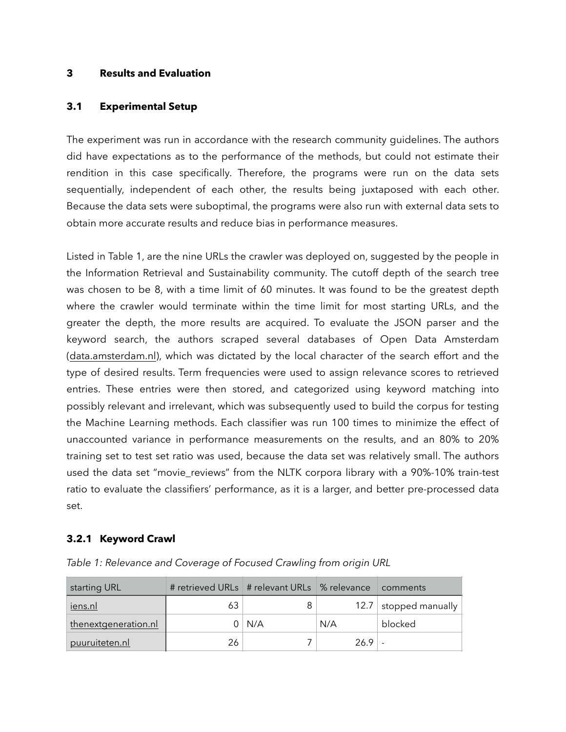## 3 Results and Evaluation

### 3.1 Experimental Setup

The experiment was run in accordance with the research community guidelines. The authors did have expectations as to the performance of the methods, but could not estimate their rendition in this case specifically. Therefore, the programs were run on the data sets sequentially, independent of each other, the results being juxtaposed with each other. Because the data sets were suboptimal, the programs were also run with external data sets to obtain more accurate results and reduce bias in performance measures.

Listed in Table 1, are the nine URLs the crawler was deployed on, suggested by the people in the Information Retrieval and Sustainability community. The cutoff depth of the search tree was chosen to be 8, with a time limit of 60 minutes. It was found to be the greatest depth where the crawler would terminate within the time limit for most starting URLs, and the greater the depth, the more results are acquired. To evaluate the JSON parser and the keyword search, the authors scraped several databases of Open Data Amsterdam (data.amsterdam.nl), which was dictated by the local character of the search effort and the type of desired results. Term frequencies were used to assign relevance scores to retrieved entries. These entries were then stored, and categorized using keyword matching into possibly relevant and irrelevant, which was subsequently used to build the corpus for testing the Machine Learning methods. Each classifier was run 100 times to minimize the effect of unaccounted variance in performance measurements on the results, and an 80% to 20% training set to test set ratio was used, because the data set was relatively small. The authors used the data set “movie_reviews” from the NLTK corpora library with a 90%-10% train-test ratio to evaluate the classifiers’ performance, as it is a larger, and better pre-processed data set.

#### 3.2.1 Keyword Crawl

*Table 1: Relevance and Coverage of Focused Crawling from origin URL*

| starting URL | # retrieved URLs | # relevant URLs | % relevance | comments |
|---|---|---|---|---|
| iens.nl | 63 | 8 | 12.7 | stopped manually |
| thenextgeneration.nl | 0 | N/A | N/A | blocked |
| puuruiteten.nl | 26 | 7 | 26.9 | - |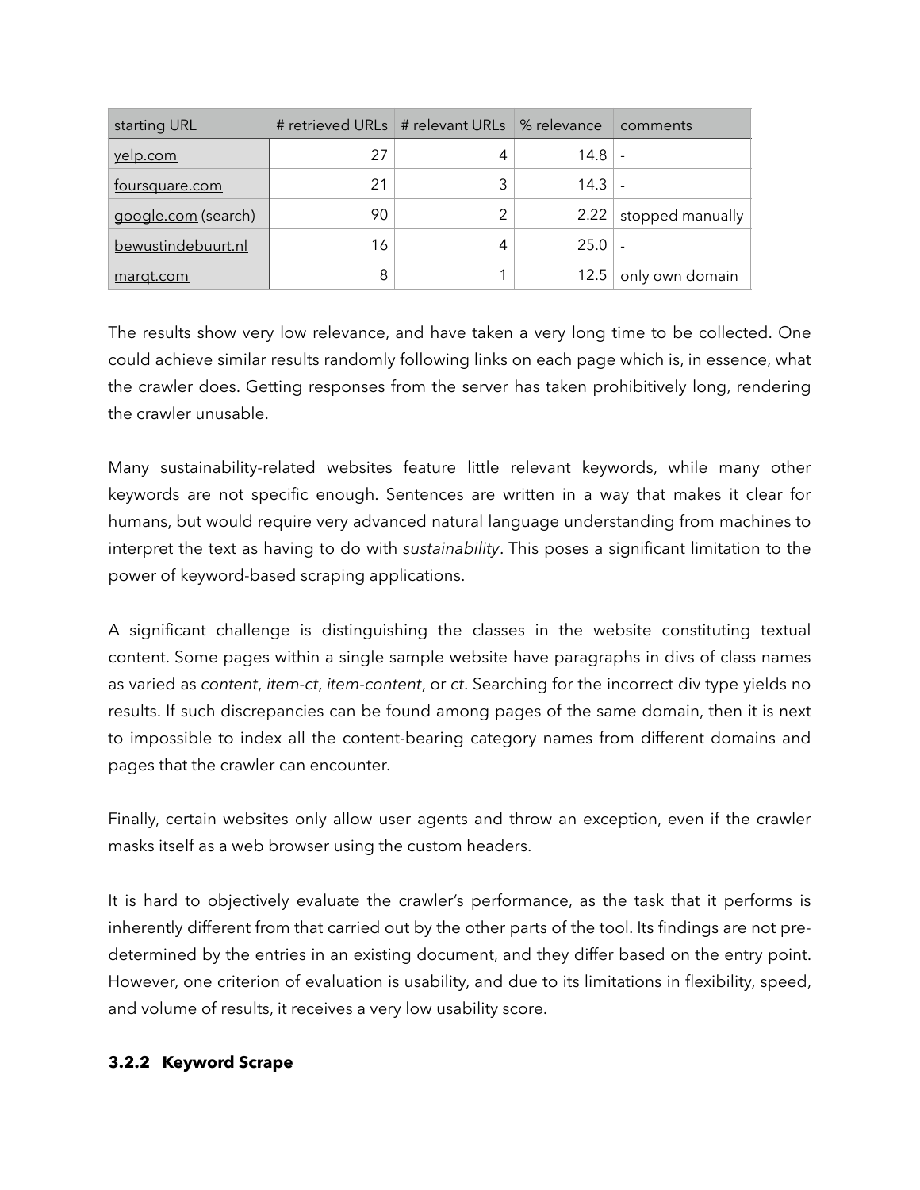| starting URL | # retrieved URLs | # relevant URLs | % relevance | comments |
| --- | --- | --- | --- | --- |
| yelp.com | 27 | 4 | 14.8 | - |
| foursquare.com | 21 | 3 | 14.3 | - |
| google.com (search) | 90 | 2 | 2.22 | stopped manually |
| bewustindebuurt.nl | 16 | 4 | 25.0 | - |
| marqt.com | 8 | 1 | 12.5 | only own domain |

The results show very low relevance, and have taken a very long time to be collected. One could achieve similar results randomly following links on each page which is, in essence, what the crawler does. Getting responses from the server has taken prohibitively long, rendering the crawler unusable.

Many sustainability-related websites feature little relevant keywords, while many other keywords are not specific enough. Sentences are written in a way that makes it clear for humans, but would require very advanced natural language understanding from machines to interpret the text as having to do with *sustainability*. This poses a significant limitation to the power of keyword-based scraping applications.

A significant challenge is distinguishing the classes in the website constituting textual content. Some pages within a single sample website have paragraphs in divs of class names as varied as *content*, *item-ct*, *item-content*, or *ct*. Searching for the incorrect div type yields no results. If such discrepancies can be found among pages of the same domain, then it is next to impossible to index all the content-bearing category names from different domains and pages that the crawler can encounter.

Finally, certain websites only allow user agents and throw an exception, even if the crawler masks itself as a web browser using the custom headers.

It is hard to objectively evaluate the crawler's performance, as the task that it performs is inherently different from that carried out by the other parts of the tool. Its findings are not pre-determined by the entries in an existing document, and they differ based on the entry point. However, one criterion of evaluation is usability, and due to its limitations in flexibility, speed, and volume of results, it receives a very low usability score.

### 3.2.2 Keyword Scrape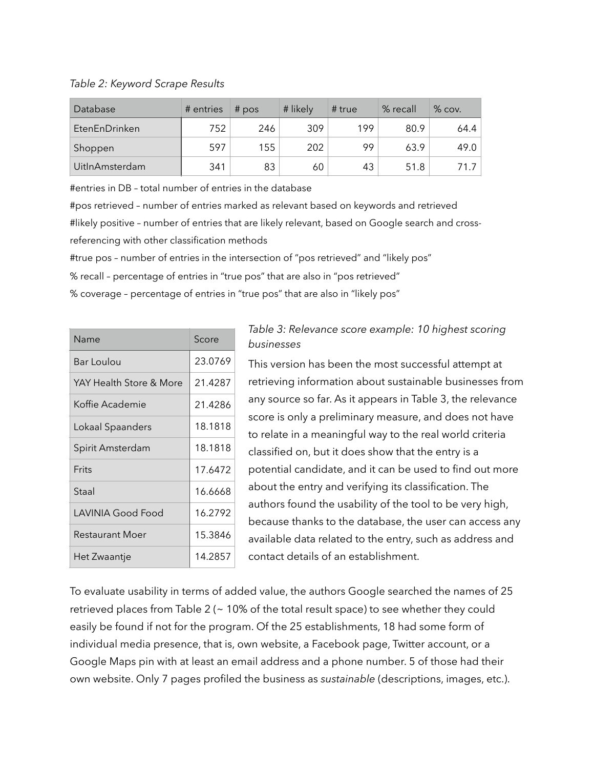*Table 2: Keyword Scrape Results*

| Database | # entries | # pos | # likely | # true | % recall | % cov. |
|---|---|---|---|---|---|---|
| EtenEnDrinken | 752 | 246 | 309 | 199 | 80.9 | 64.4 |
| Shoppen | 597 | 155 | 202 | 99 | 63.9 | 49.0 |
| UitInAmsterdam | 341 | 83 | 60 | 43 | 51.8 | 71.7 |

#entries in DB – total number of entries in the database

#pos retrieved – number of entries marked as relevant based on keywords and retrieved

#likely positive – number of entries that are likely relevant, based on Google search and cross-referencing with other classification methods

#true pos – number of entries in the intersection of "pos retrieved" and "likely pos"

% recall – percentage of entries in "true pos" that are also in "pos retrieved"

% coverage – percentage of entries in "true pos" that are also in "likely pos"

*Table 3: Relevance score example: 10 highest scoring businesses*

| Name | Score |
|---|---|
| Bar Loulou | 23.0769 |
| YAY Health Store & More | 21.4287 |
| Koffie Academie | 21.4286 |
| Lokaal Spaanders | 18.1818 |
| Spirit Amsterdam | 18.1818 |
| Frits | 17.6472 |
| Staal | 16.6668 |
| LAVINIA Good Food | 16.2792 |
| Restaurant Moer | 15.3846 |
| Het Zwaantje | 14.2857 |

This version has been the most successful attempt at retrieving information about sustainable businesses from any source so far. As it appears in Table 3, the relevance score is only a preliminary measure, and does not have to relate in a meaningful way to the real world criteria classified on, but it does show that the entry is a potential candidate, and it can be used to find out more about the entry and verifying its classification. The authors found the usability of the tool to be very high, because thanks to the database, the user can access any available data related to the entry, such as address and contact details of an establishment.

To evaluate usability in terms of added value, the authors Google searched the names of 25 retrieved places from Table 2 (~ 10% of the total result space) to see whether they could easily be found if not for the program. Of the 25 establishments, 18 had some form of individual media presence, that is, own website, a Facebook page, Twitter account, or a Google Maps pin with at least an email address and a phone number. 5 of those had their own website. Only 7 pages profiled the business as *sustainable* (descriptions, images, etc.).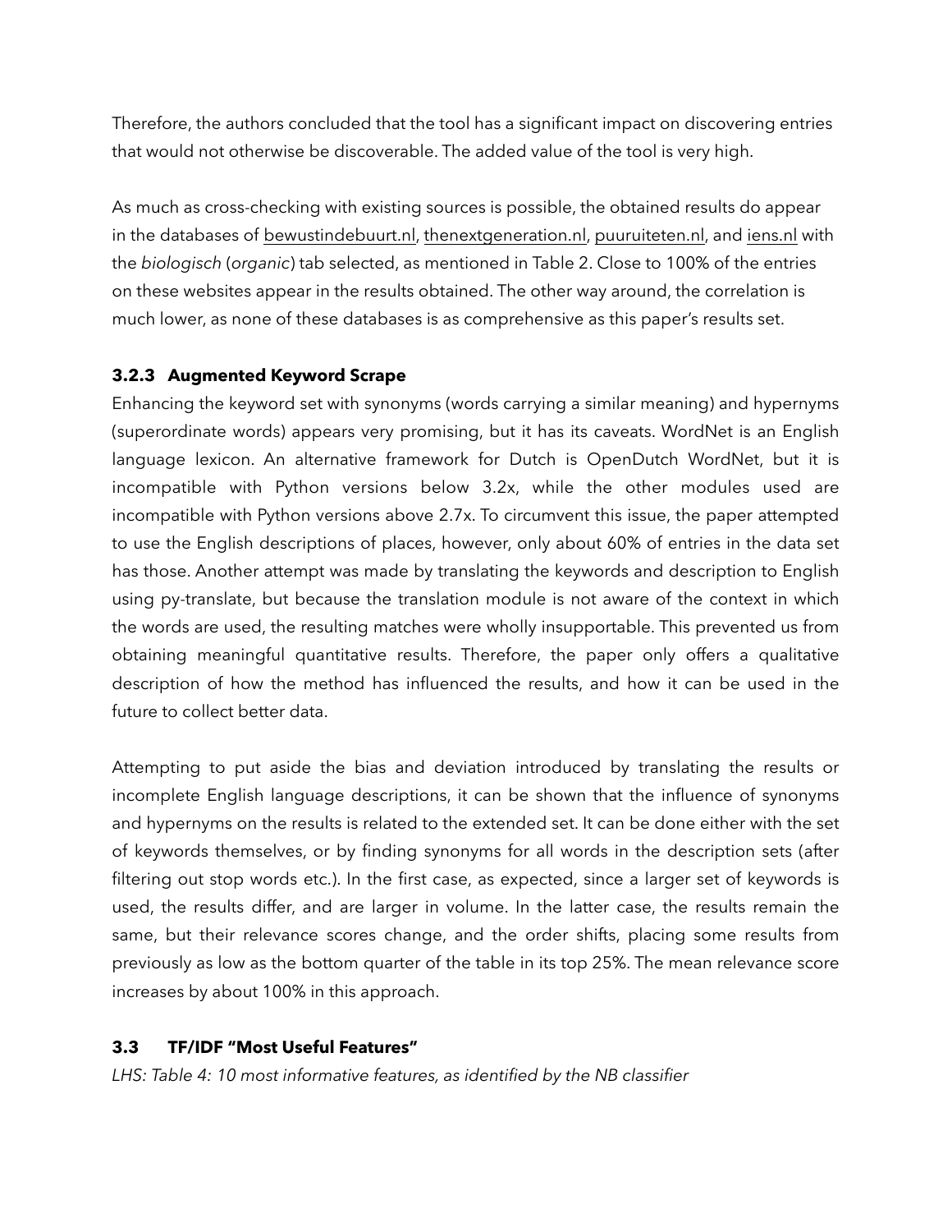Therefore, the authors concluded that the tool has a significant impact on discovering entries that would not otherwise be discoverable. The added value of the tool is very high.

As much as cross-checking with existing sources is possible, the obtained results do appear in the databases of bewustindebuurt.nl, thenextgeneration.nl, puuruiteten.nl, and iens.nl with the *biologisch* (*organic*) tab selected, as mentioned in Table 2. Close to 100% of the entries on these websites appear in the results obtained. The other way around, the correlation is much lower, as none of these databases is as comprehensive as this paper's results set.

### 3.2.3 Augmented Keyword Scrape

Enhancing the keyword set with synonyms (words carrying a similar meaning) and hypernyms (superordinate words) appears very promising, but it has its caveats. WordNet is an English language lexicon. An alternative framework for Dutch is OpenDutch WordNet, but it is incompatible with Python versions below 3.2x, while the other modules used are incompatible with Python versions above 2.7x. To circumvent this issue, the paper attempted to use the English descriptions of places, however, only about 60% of entries in the data set has those. Another attempt was made by translating the keywords and description to English using py-translate, but because the translation module is not aware of the context in which the words are used, the resulting matches were wholly insupportable. This prevented us from obtaining meaningful quantitative results. Therefore, the paper only offers a qualitative description of how the method has influenced the results, and how it can be used in the future to collect better data.

Attempting to put aside the bias and deviation introduced by translating the results or incomplete English language descriptions, it can be shown that the influence of synonyms and hypernyms on the results is related to the extended set. It can be done either with the set of keywords themselves, or by finding synonyms for all words in the description sets (after filtering out stop words etc.). In the first case, as expected, since a larger set of keywords is used, the results differ, and are larger in volume. In the latter case, the results remain the same, but their relevance scores change, and the order shifts, placing some results from previously as low as the bottom quarter of the table in its top 25%. The mean relevance score increases by about 100% in this approach.

## 3.3 TF/IDF "Most Useful Features"

*LHS: Table 4: 10 most informative features, as identified by the NB classifier*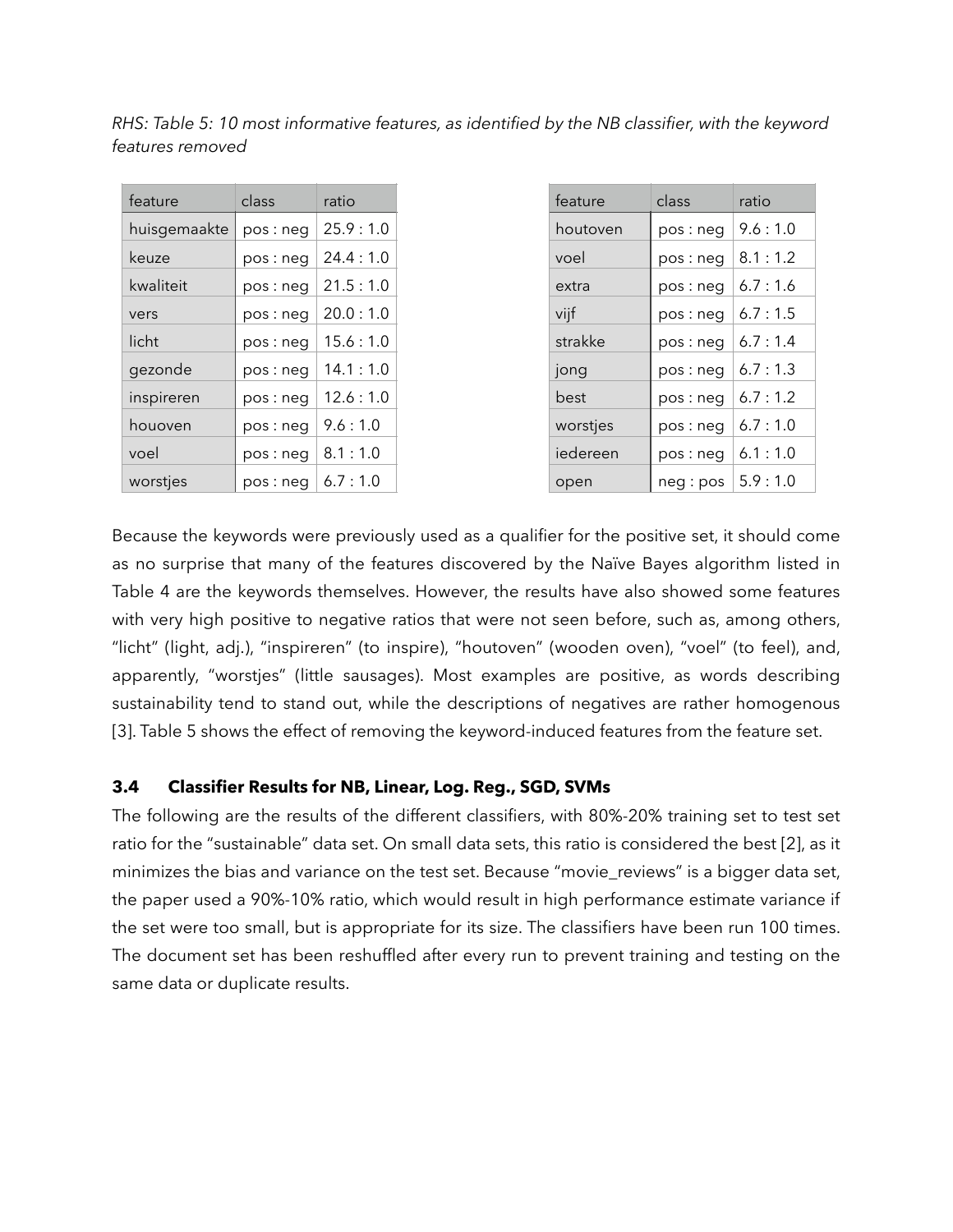*RHS: Table 5: 10 most informative features, as identified by the NB classifier, with the keyword features removed*

| feature | class | ratio |
|---|---|---|
| huisgemaakte | pos : neg | 25.9 : 1.0 |
| keuze | pos : neg | 24.4 : 1.0 |
| kwaliteit | pos : neg | 21.5 : 1.0 |
| vers | pos : neg | 20.0 : 1.0 |
| licht | pos : neg | 15.6 : 1.0 |
| gezonde | pos : neg | 14.1 : 1.0 |
| inspireren | pos : neg | 12.6 : 1.0 |
| houoven | pos : neg | 9.6 : 1.0 |
| voel | pos : neg | 8.1 : 1.0 |
| worstjes | pos : neg | 6.7 : 1.0 |

| feature | class | ratio |
|---|---|---|
| houtoven | pos : neg | 9.6 : 1.0 |
| voel | pos : neg | 8.1 : 1.2 |
| extra | pos : neg | 6.7 : 1.6 |
| vijf | pos : neg | 6.7 : 1.5 |
| strakke | pos : neg | 6.7 : 1.4 |
| jong | pos : neg | 6.7 : 1.3 |
| best | pos : neg | 6.7 : 1.2 |
| worstjes | pos : neg | 6.7 : 1.0 |
| iedereen | pos : neg | 6.1 : 1.0 |
| open | neg : pos | 5.9 : 1.0 |

Because the keywords were previously used as a qualifier for the positive set, it should come as no surprise that many of the features discovered by the Naïve Bayes algorithm listed in Table 4 are the keywords themselves. However, the results have also showed some features with very high positive to negative ratios that were not seen before, such as, among others, “licht” (light, adj.), “inspireren” (to inspire), “houtoven” (wooden oven), “voel” (to feel), and, apparently, “worstjes” (little sausages). Most examples are positive, as words describing sustainability tend to stand out, while the descriptions of negatives are rather homogenous [3]. Table 5 shows the effect of removing the keyword-induced features from the feature set.

### 3.4 Classifier Results for NB, Linear, Log. Reg., SGD, SVMs

The following are the results of the different classifiers, with 80%-20% training set to test set ratio for the “sustainable” data set. On small data sets, this ratio is considered the best [2], as it minimizes the bias and variance on the test set. Because “movie_reviews” is a bigger data set, the paper used a 90%-10% ratio, which would result in high performance estimate variance if the set were too small, but is appropriate for its size. The classifiers have been run 100 times. The document set has been reshuffled after every run to prevent training and testing on the same data or duplicate results.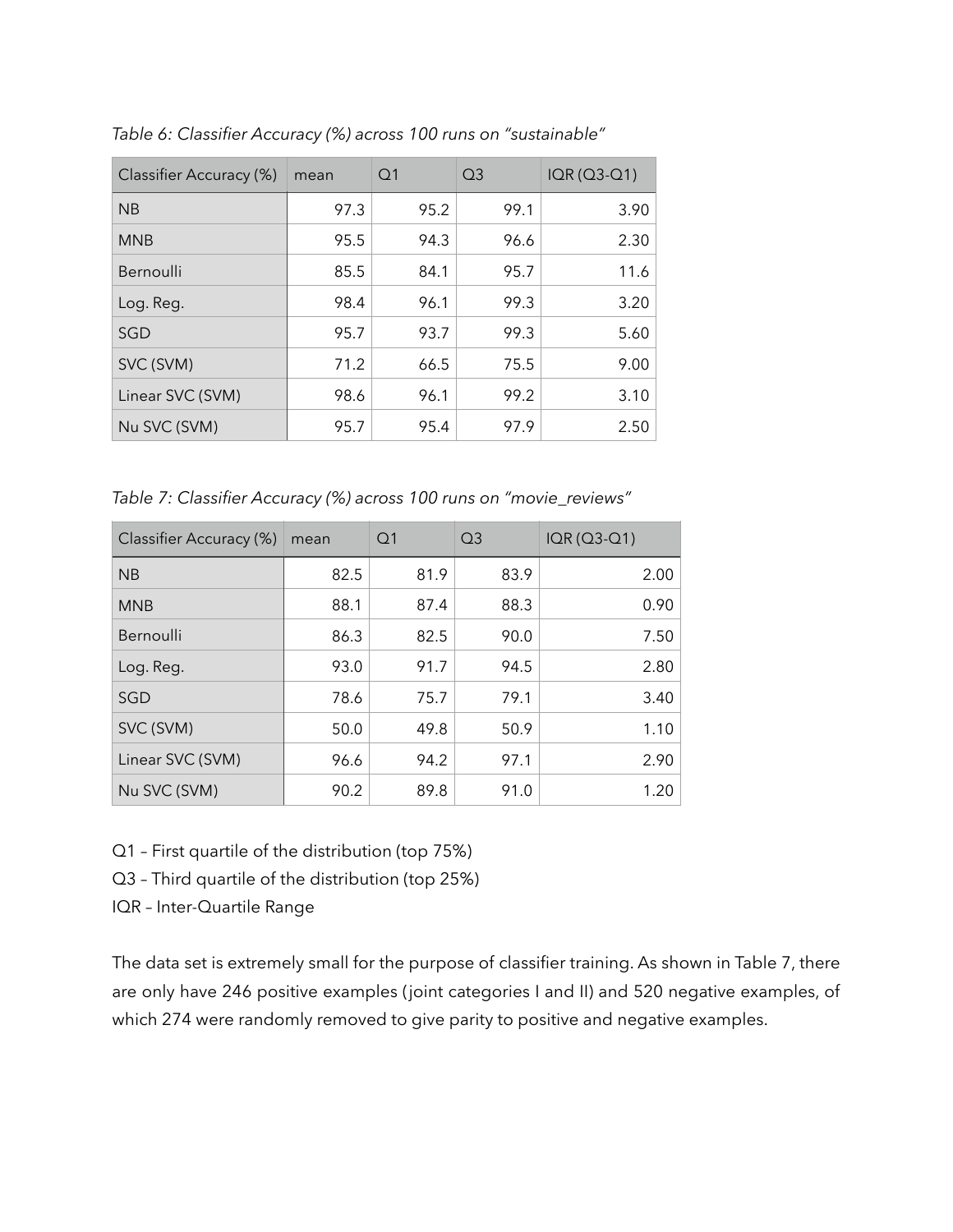*Table 6: Classifier Accuracy (%) across 100 runs on "sustainable"*

| Classifier Accuracy (%) | mean | Q1 | Q3 | IQR (Q3-Q1) |
|---|---|---|---|---|
| NB | 97.3 | 95.2 | 99.1 | 3.90 |
| MNB | 95.5 | 94.3 | 96.6 | 2.30 |
| Bernoulli | 85.5 | 84.1 | 95.7 | 11.6 |
| Log. Reg. | 98.4 | 96.1 | 99.3 | 3.20 |
| SGD | 95.7 | 93.7 | 99.3 | 5.60 |
| SVC (SVM) | 71.2 | 66.5 | 75.5 | 9.00 |
| Linear SVC (SVM) | 98.6 | 96.1 | 99.2 | 3.10 |
| Nu SVC (SVM) | 95.7 | 95.4 | 97.9 | 2.50 |

*Table 7: Classifier Accuracy (%) across 100 runs on "movie_reviews"*

| Classifier Accuracy (%) | mean | Q1 | Q3 | IQR (Q3-Q1) |
|---|---|---|---|---|
| NB | 82.5 | 81.9 | 83.9 | 2.00 |
| MNB | 88.1 | 87.4 | 88.3 | 0.90 |
| Bernoulli | 86.3 | 82.5 | 90.0 | 7.50 |
| Log. Reg. | 93.0 | 91.7 | 94.5 | 2.80 |
| SGD | 78.6 | 75.7 | 79.1 | 3.40 |
| SVC (SVM) | 50.0 | 49.8 | 50.9 | 1.10 |
| Linear SVC (SVM) | 96.6 | 94.2 | 97.1 | 2.90 |
| Nu SVC (SVM) | 90.2 | 89.8 | 91.0 | 1.20 |

Q1 – First quartile of the distribution (top 75%)

Q3 – Third quartile of the distribution (top 25%)

IQR – Inter-Quartile Range

The data set is extremely small for the purpose of classifier training. As shown in Table 7, there are only have 246 positive examples (joint categories I and II) and 520 negative examples, of which 274 were randomly removed to give parity to positive and negative examples.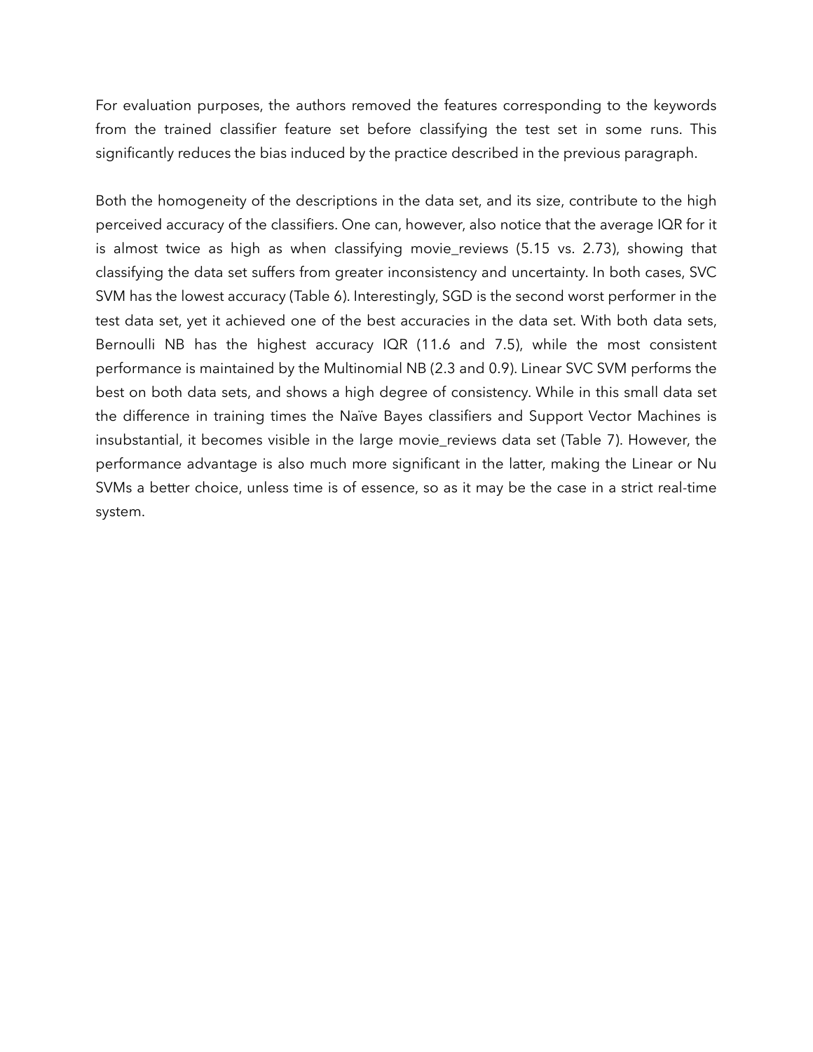For evaluation purposes, the authors removed the features corresponding to the keywords from the trained classifier feature set before classifying the test set in some runs. This significantly reduces the bias induced by the practice described in the previous paragraph.

Both the homogeneity of the descriptions in the data set, and its size, contribute to the high perceived accuracy of the classifiers. One can, however, also notice that the average IQR for it is almost twice as high as when classifying movie_reviews (5.15 vs. 2.73), showing that classifying the data set suffers from greater inconsistency and uncertainty. In both cases, SVC SVM has the lowest accuracy (Table 6). Interestingly, SGD is the second worst performer in the test data set, yet it achieved one of the best accuracies in the data set. With both data sets, Bernoulli NB has the highest accuracy IQR (11.6 and 7.5), while the most consistent performance is maintained by the Multinomial NB (2.3 and 0.9). Linear SVC SVM performs the best on both data sets, and shows a high degree of consistency. While in this small data set the difference in training times the Naïve Bayes classifiers and Support Vector Machines is insubstantial, it becomes visible in the large movie_reviews data set (Table 7). However, the performance advantage is also much more significant in the latter, making the Linear or Nu SVMs a better choice, unless time is of essence, so as it may be the case in a strict real-time system.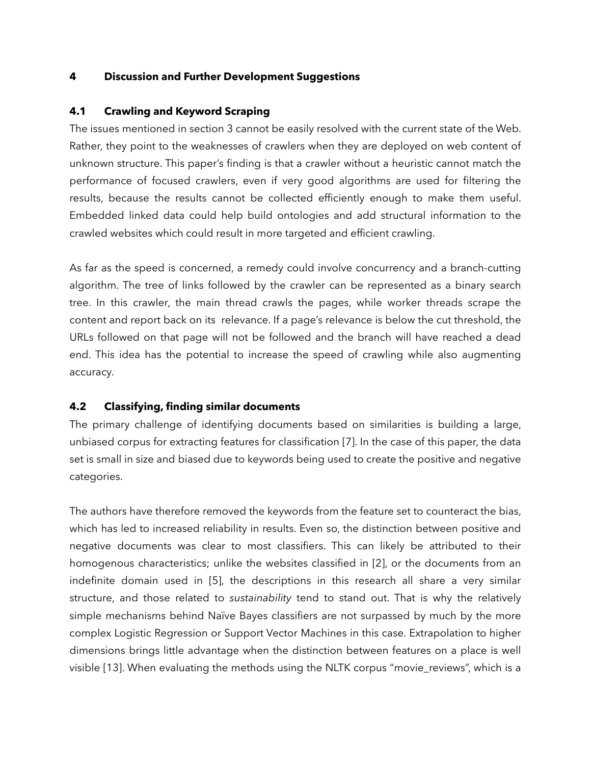# 4 Discussion and Further Development Suggestions

## 4.1 Crawling and Keyword Scraping

The issues mentioned in section 3 cannot be easily resolved with the current state of the Web. Rather, they point to the weaknesses of crawlers when they are deployed on web content of unknown structure. This paper's finding is that a crawler without a heuristic cannot match the performance of focused crawlers, even if very good algorithms are used for filtering the results, because the results cannot be collected efficiently enough to make them useful. Embedded linked data could help build ontologies and add structural information to the crawled websites which could result in more targeted and efficient crawling.

As far as the speed is concerned, a remedy could involve concurrency and a branch-cutting algorithm. The tree of links followed by the crawler can be represented as a binary search tree. In this crawler, the main thread crawls the pages, while worker threads scrape the content and report back on its relevance. If a page's relevance is below the cut threshold, the URLs followed on that page will not be followed and the branch will have reached a dead end. This idea has the potential to increase the speed of crawling while also augmenting accuracy.

## 4.2 Classifying, finding similar documents

The primary challenge of identifying documents based on similarities is building a large, unbiased corpus for extracting features for classification [7]. In the case of this paper, the data set is small in size and biased due to keywords being used to create the positive and negative categories.

The authors have therefore removed the keywords from the feature set to counteract the bias, which has led to increased reliability in results. Even so, the distinction between positive and negative documents was clear to most classifiers. This can likely be attributed to their homogenous characteristics; unlike the websites classified in [2], or the documents from an indefinite domain used in [5], the descriptions in this research all share a very similar structure, and those related to *sustainability* tend to stand out. That is why the relatively simple mechanisms behind Naïve Bayes classifiers are not surpassed by much by the more complex Logistic Regression or Support Vector Machines in this case. Extrapolation to higher dimensions brings little advantage when the distinction between features on a place is well visible [13]. When evaluating the methods using the NLTK corpus "movie_reviews", which is a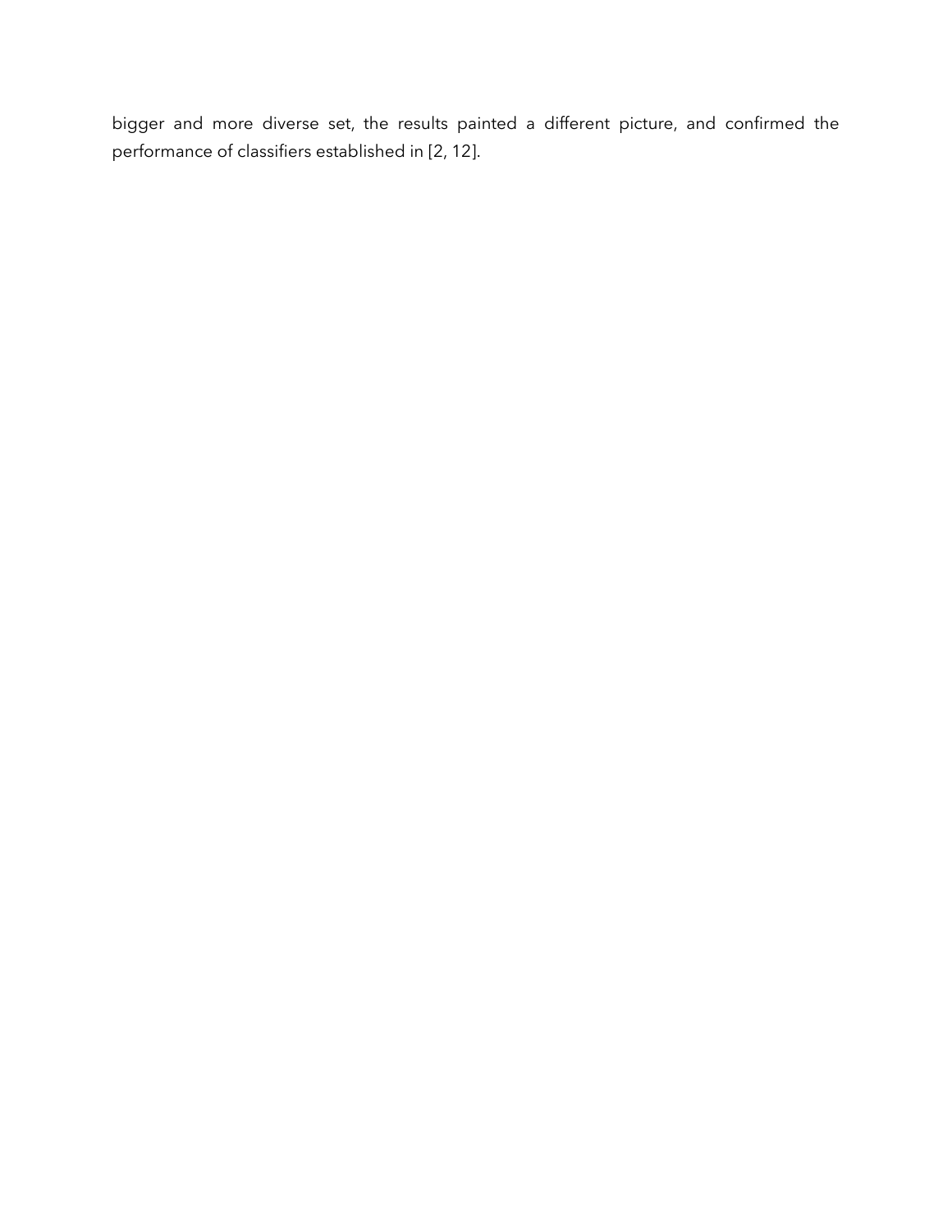bigger and more diverse set, the results painted a different picture, and confirmed the performance of classifiers established in [2, 12].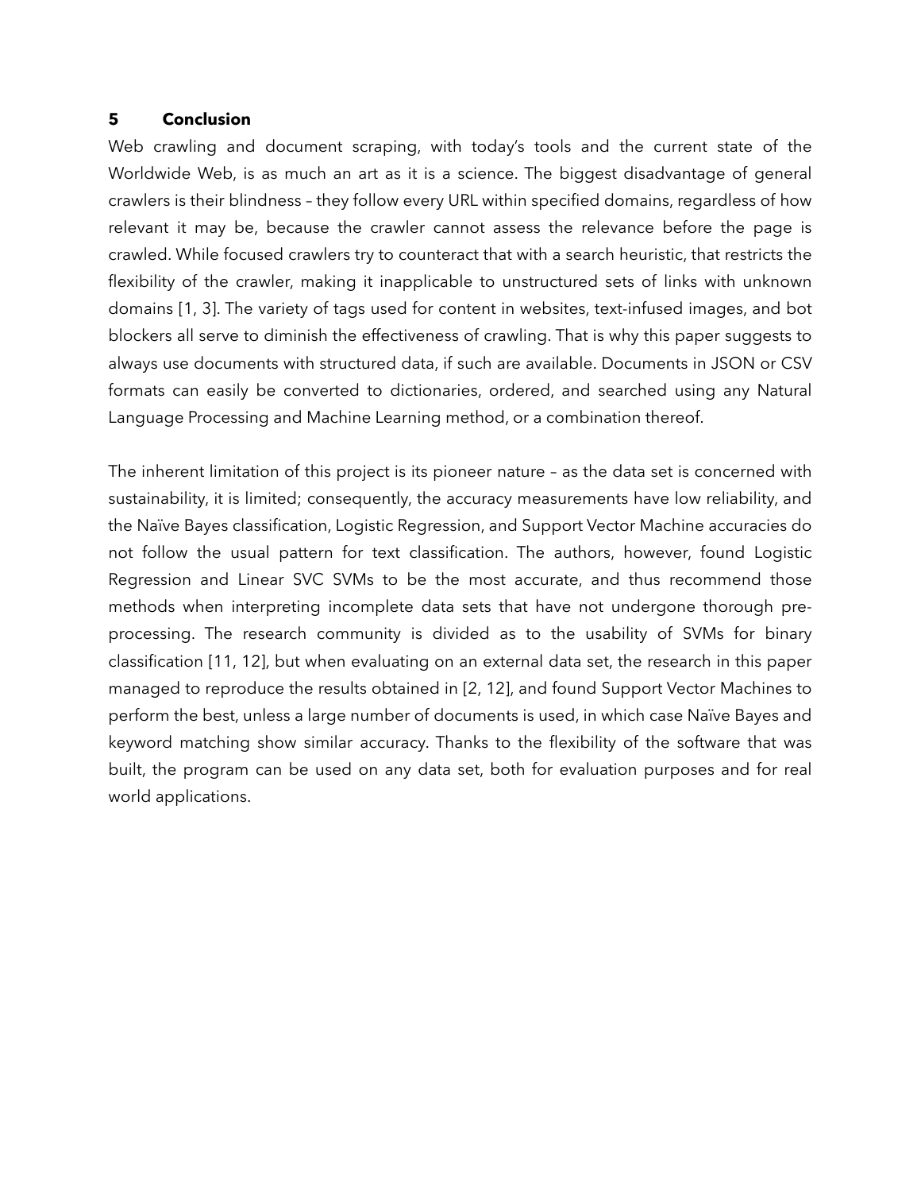## 5 Conclusion

Web crawling and document scraping, with today's tools and the current state of the Worldwide Web, is as much an art as it is a science. The biggest disadvantage of general crawlers is their blindness – they follow every URL within specified domains, regardless of how relevant it may be, because the crawler cannot assess the relevance before the page is crawled. While focused crawlers try to counteract that with a search heuristic, that restricts the flexibility of the crawler, making it inapplicable to unstructured sets of links with unknown domains [1, 3]. The variety of tags used for content in websites, text-infused images, and bot blockers all serve to diminish the effectiveness of crawling. That is why this paper suggests to always use documents with structured data, if such are available. Documents in JSON or CSV formats can easily be converted to dictionaries, ordered, and searched using any Natural Language Processing and Machine Learning method, or a combination thereof.

The inherent limitation of this project is its pioneer nature – as the data set is concerned with sustainability, it is limited; consequently, the accuracy measurements have low reliability, and the Naïve Bayes classification, Logistic Regression, and Support Vector Machine accuracies do not follow the usual pattern for text classification. The authors, however, found Logistic Regression and Linear SVC SVMs to be the most accurate, and thus recommend those methods when interpreting incomplete data sets that have not undergone thorough pre-processing. The research community is divided as to the usability of SVMs for binary classification [11, 12], but when evaluating on an external data set, the research in this paper managed to reproduce the results obtained in [2, 12], and found Support Vector Machines to perform the best, unless a large number of documents is used, in which case Naïve Bayes and keyword matching show similar accuracy. Thanks to the flexibility of the software that was built, the program can be used on any data set, both for evaluation purposes and for real world applications.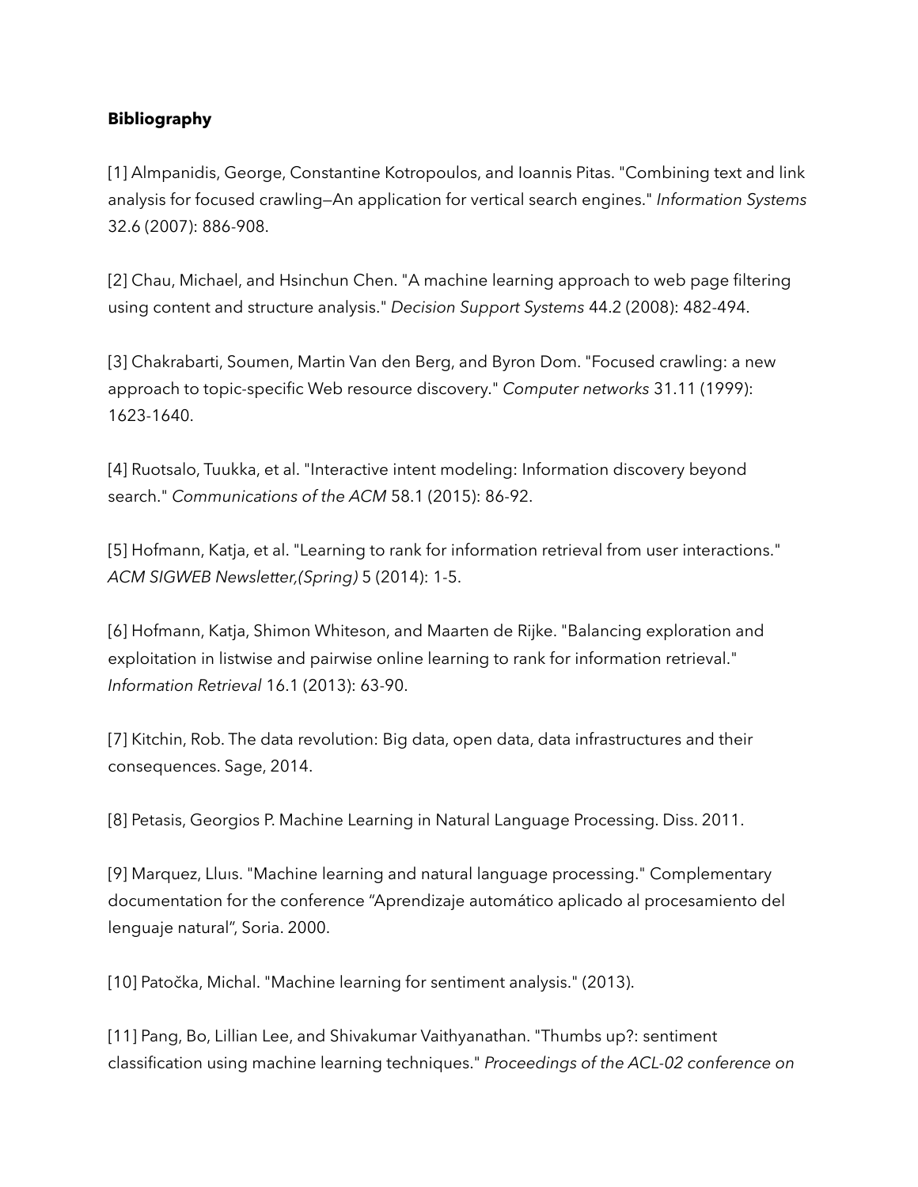**Bibliography**

[1] Almpanidis, George, Constantine Kotropoulos, and Ioannis Pitas. "Combining text and link analysis for focused crawling—An application for vertical search engines." *Information Systems* 32.6 (2007): 886-908.

[2] Chau, Michael, and Hsinchun Chen. "A machine learning approach to web page filtering using content and structure analysis." *Decision Support Systems* 44.2 (2008): 482-494.

[3] Chakrabarti, Soumen, Martin Van den Berg, and Byron Dom. "Focused crawling: a new approach to topic-specific Web resource discovery." *Computer networks* 31.11 (1999): 1623-1640.

[4] Ruotsalo, Tuukka, et al. "Interactive intent modeling: Information discovery beyond search." *Communications of the ACM* 58.1 (2015): 86-92.

[5] Hofmann, Katja, et al. "Learning to rank for information retrieval from user interactions." *ACM SIGWEB Newsletter,(Spring)* 5 (2014): 1-5.

[6] Hofmann, Katja, Shimon Whiteson, and Maarten de Rijke. "Balancing exploration and exploitation in listwise and pairwise online learning to rank for information retrieval." *Information Retrieval* 16.1 (2013): 63-90.

[7] Kitchin, Rob. The data revolution: Big data, open data, data infrastructures and their consequences. Sage, 2014.

[8] Petasis, Georgios P. Machine Learning in Natural Language Processing. Diss. 2011.

[9] Marquez, Lluıs. "Machine learning and natural language processing." Complementary documentation for the conference "Aprendizaje automático aplicado al procesamiento del lenguaje natural", Soria. 2000.

[10] Patočka, Michal. "Machine learning for sentiment analysis." (2013).

[11] Pang, Bo, Lillian Lee, and Shivakumar Vaithyanathan. "Thumbs up?: sentiment classification using machine learning techniques." *Proceedings of the ACL-02 conference on*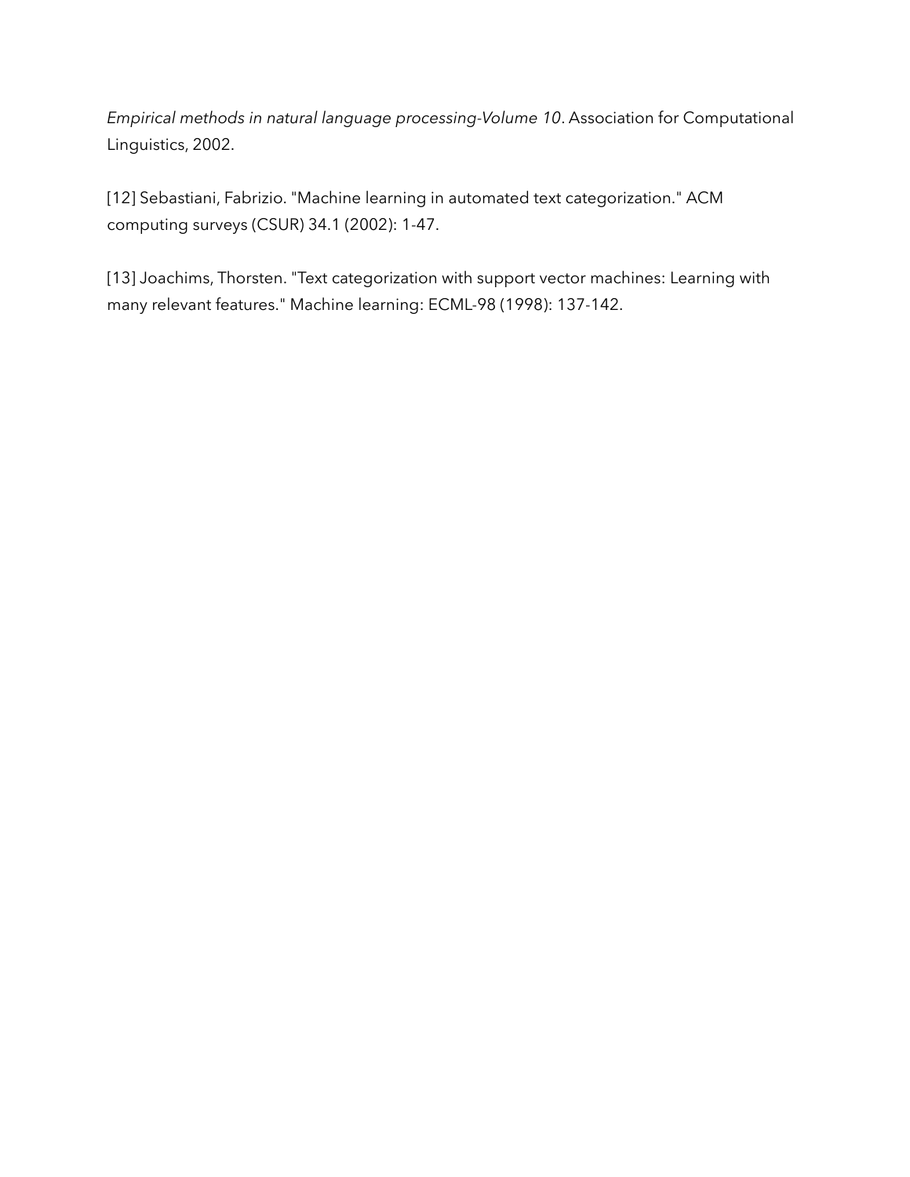*Empirical methods in natural language processing-Volume 10*. Association for Computational Linguistics, 2002.

[12] Sebastiani, Fabrizio. "Machine learning in automated text categorization." ACM computing surveys (CSUR) 34.1 (2002): 1-47.

[13] Joachims, Thorsten. "Text categorization with support vector machines: Learning with many relevant features." Machine learning: ECML-98 (1998): 137-142.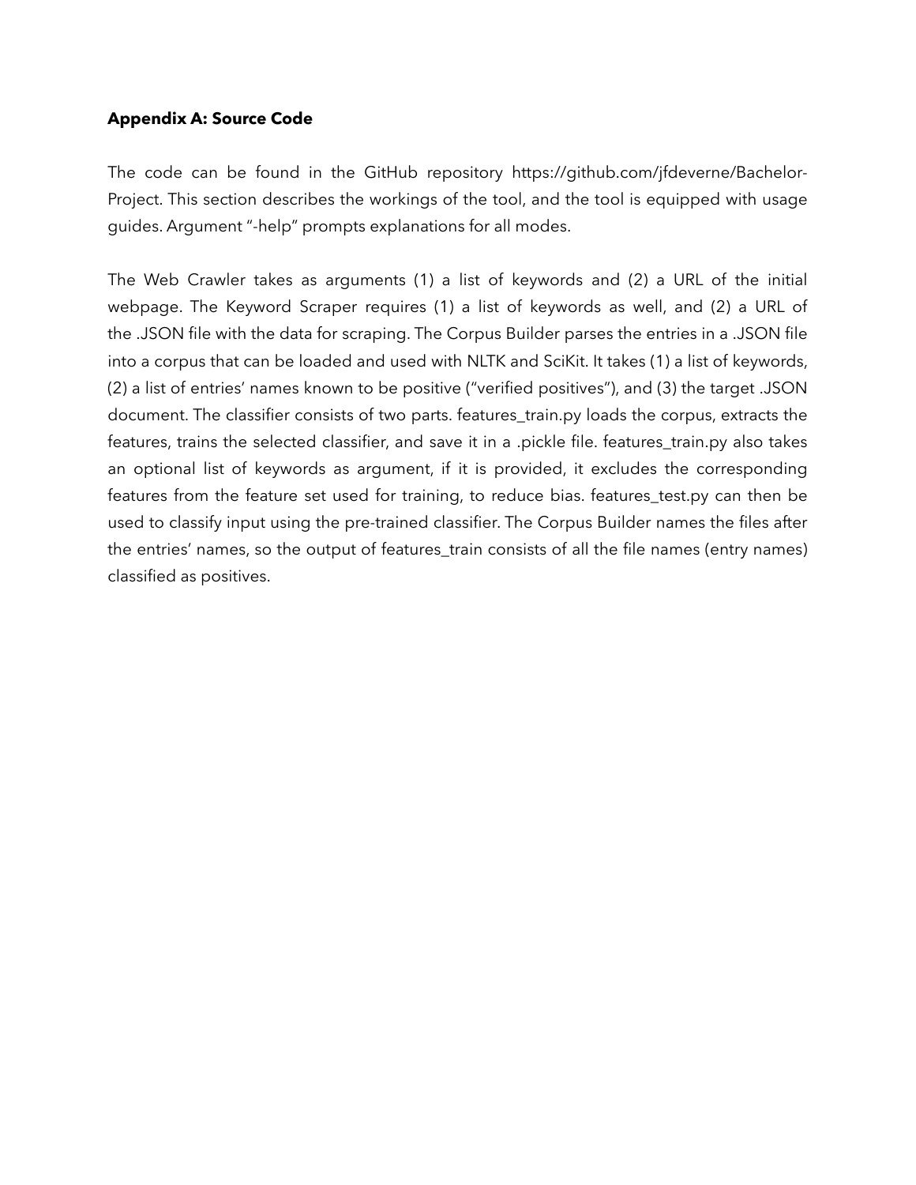**Appendix A: Source Code**

The code can be found in the GitHub repository https://github.com/jfdeverne/Bachelor-Project. This section describes the workings of the tool, and the tool is equipped with usage guides. Argument "-help" prompts explanations for all modes.

The Web Crawler takes as arguments (1) a list of keywords and (2) a URL of the initial webpage. The Keyword Scraper requires (1) a list of keywords as well, and (2) a URL of the .JSON file with the data for scraping. The Corpus Builder parses the entries in a .JSON file into a corpus that can be loaded and used with NLTK and SciKit. It takes (1) a list of keywords, (2) a list of entries' names known to be positive ("verified positives"), and (3) the target .JSON document. The classifier consists of two parts. features_train.py loads the corpus, extracts the features, trains the selected classifier, and save it in a .pickle file. features_train.py also takes an optional list of keywords as argument, if it is provided, it excludes the corresponding features from the feature set used for training, to reduce bias. features_test.py can then be used to classify input using the pre-trained classifier. The Corpus Builder names the files after the entries' names, so the output of features_train consists of all the file names (entry names) classified as positives.